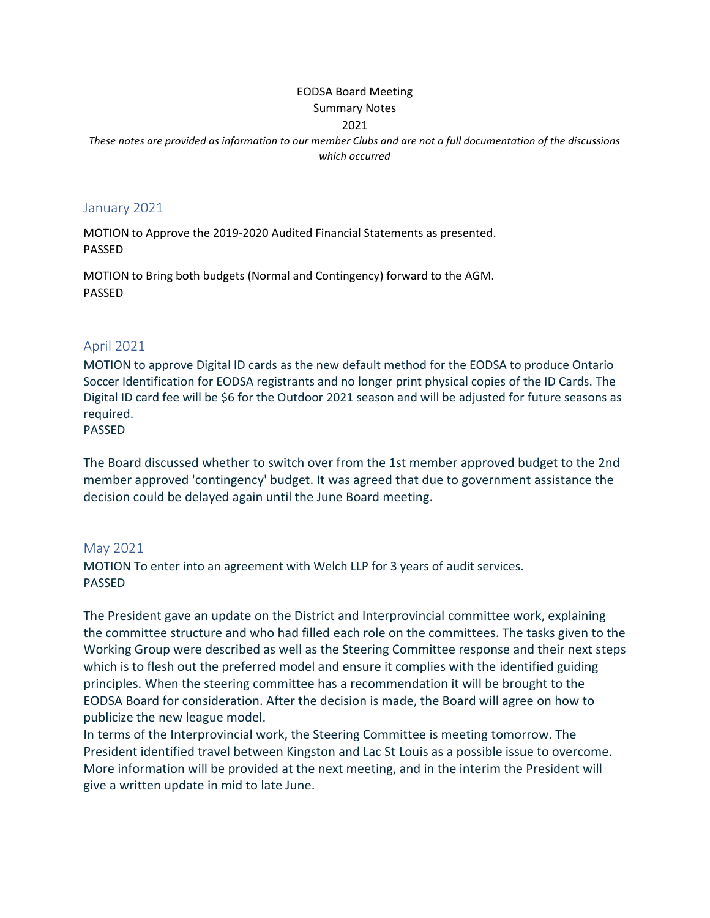# EODSA Board Meeting

Summary Notes

2021

*These notes are provided as information to our member Clubs and are not a full documentation of the discussions which occurred*

## January 2021

MOTION to Approve the 2019-2020 Audited Financial Statements as presented.
PASSED

MOTION to Bring both budgets (Normal and Contingency) forward to the AGM.
PASSED

## April 2021

MOTION to approve Digital ID cards as the new default method for the EODSA to produce Ontario Soccer Identification for EODSA registrants and no longer print physical copies of the ID Cards. The Digital ID card fee will be $6 for the Outdoor 2021 season and will be adjusted for future seasons as required.
PASSED

The Board discussed whether to switch over from the 1st member approved budget to the 2nd member approved 'contingency' budget. It was agreed that due to government assistance the decision could be delayed again until the June Board meeting.

## May 2021

MOTION To enter into an agreement with Welch LLP for 3 years of audit services.
PASSED

The President gave an update on the District and Interprovincial committee work, explaining the committee structure and who had filled each role on the committees. The tasks given to the Working Group were described as well as the Steering Committee response and their next steps which is to flesh out the preferred model and ensure it complies with the identified guiding principles. When the steering committee has a recommendation it will be brought to the EODSA Board for consideration. After the decision is made, the Board will agree on how to publicize the new league model.
In terms of the Interprovincial work, the Steering Committee is meeting tomorrow. The President identified travel between Kingston and Lac St Louis as a possible issue to overcome. More information will be provided at the next meeting, and in the interim the President will give a written update in mid to late June.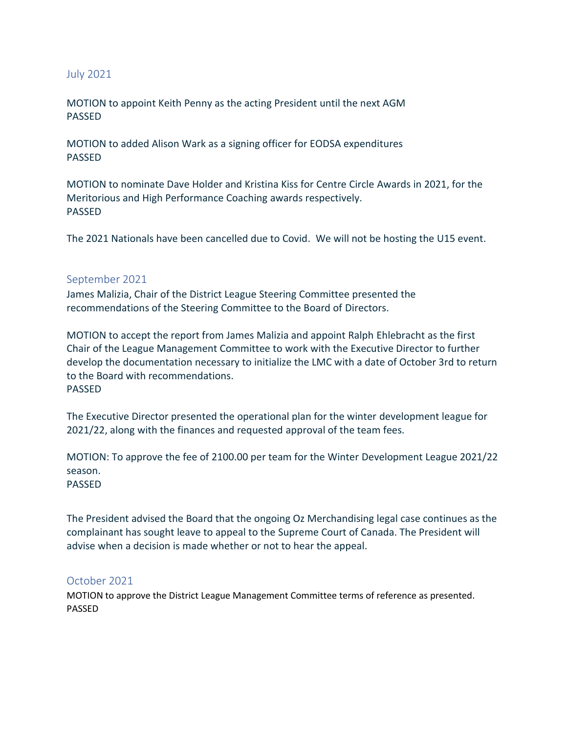## July 2021

MOTION to appoint Keith Penny as the acting President until the next AGM
PASSED

MOTION to added Alison Wark as a signing officer for EODSA expenditures
PASSED

MOTION to nominate Dave Holder and Kristina Kiss for Centre Circle Awards in 2021, for the Meritorious and High Performance Coaching awards respectively.
PASSED

The 2021 Nationals have been cancelled due to Covid. We will not be hosting the U15 event.

## September 2021

James Malizia, Chair of the District League Steering Committee presented the recommendations of the Steering Committee to the Board of Directors.

MOTION to accept the report from James Malizia and appoint Ralph Ehlebracht as the first Chair of the League Management Committee to work with the Executive Director to further develop the documentation necessary to initialize the LMC with a date of October 3rd to return to the Board with recommendations.
PASSED

The Executive Director presented the operational plan for the winter development league for 2021/22, along with the finances and requested approval of the team fees.

MOTION: To approve the fee of 2100.00 per team for the Winter Development League 2021/22 season.
PASSED

The President advised the Board that the ongoing Oz Merchandising legal case continues as the complainant has sought leave to appeal to the Supreme Court of Canada. The President will advise when a decision is made whether or not to hear the appeal.

## October 2021

MOTION to approve the District League Management Committee terms of reference as presented.
PASSED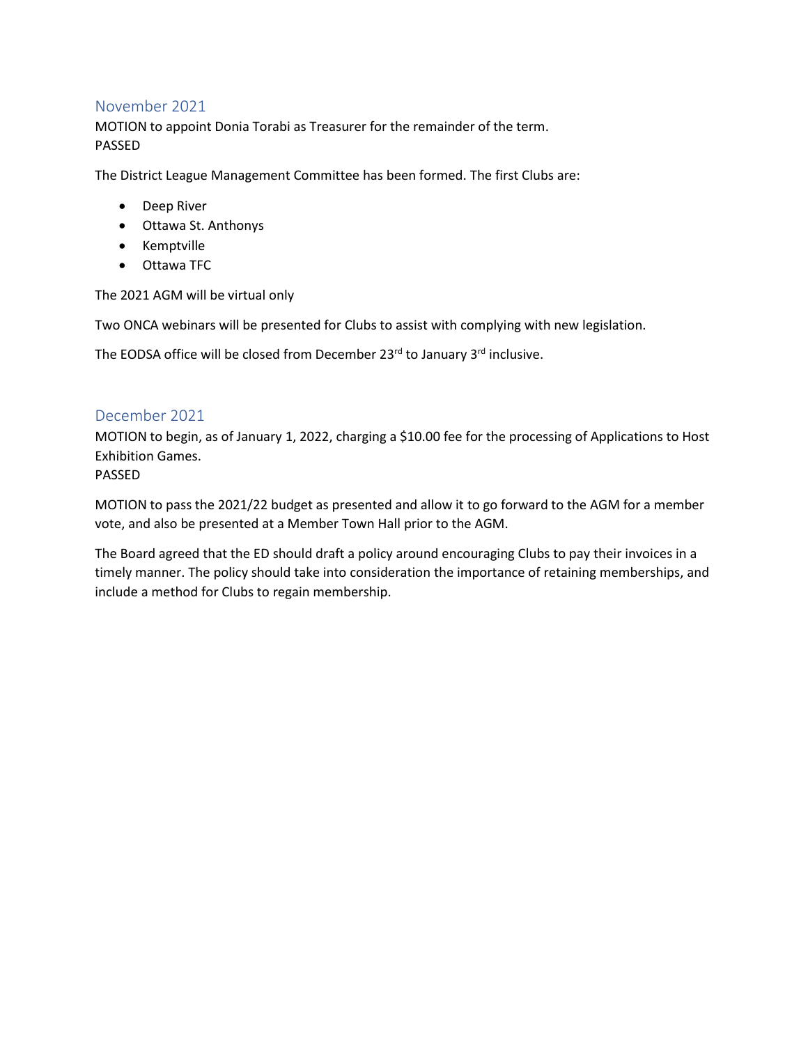## November 2021

MOTION to appoint Donia Torabi as Treasurer for the remainder of the term.
PASSED

The District League Management Committee has been formed. The first Clubs are:

- Deep River
- Ottawa St. Anthonys
- Kemptville
- Ottawa TFC

The 2021 AGM will be virtual only

Two ONCA webinars will be presented for Clubs to assist with complying with new legislation.

The EODSA office will be closed from December 23rd to January 3rd inclusive.

## December 2021

MOTION to begin, as of January 1, 2022, charging a $10.00 fee for the processing of Applications to Host Exhibition Games.
PASSED

MOTION to pass the 2021/22 budget as presented and allow it to go forward to the AGM for a member vote, and also be presented at a Member Town Hall prior to the AGM.

The Board agreed that the ED should draft a policy around encouraging Clubs to pay their invoices in a timely manner. The policy should take into consideration the importance of retaining memberships, and include a method for Clubs to regain membership.